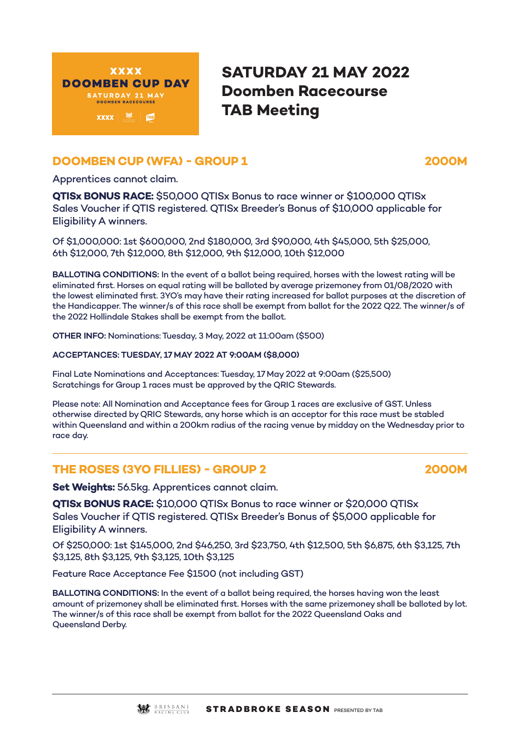XXXX
DOOMBEN CUP DAY
SATURDAY 21 MAY
DOOMBEN RACECOURSE

# SATURDAY 21 MAY 2022
# Doomben Racecourse
# TAB Meeting

## DOOMBEN CUP (WFA) - GROUP 1 — 2000M

Apprentices cannot claim.

**QTISx BONUS RACE:** $50,000 QTISx Bonus to race winner or $100,000 QTISx Sales Voucher if QTIS registered. QTISx Breeder's Bonus of $10,000 applicable for Eligibility A winners.

Of $1,000,000: 1st $600,000, 2nd $180,000, 3rd $90,000, 4th $45,000, 5th $25,000, 6th $12,000, 7th $12,000, 8th $12,000, 9th $12,000, 10th $12,000

**BALLOTING CONDITIONS:** In the event of a ballot being required, horses with the lowest rating will be eliminated first. Horses on equal rating will be balloted by average prizemoney from 01/08/2020 with the lowest eliminated first. 3YO's may have their rating increased for ballot purposes at the discretion of the Handicapper. The winner/s of this race shall be exempt from ballot for the 2022 Q22. The winner/s of the 2022 Hollindale Stakes shall be exempt from the ballot.

**OTHER INFO:** Nominations: Tuesday, 3 May, 2022 at 11:00am ($500)

**ACCEPTANCES: TUESDAY, 17 MAY 2022 AT 9:00AM ($8,000)**

Final Late Nominations and Acceptances: Tuesday, 17 May 2022 at 9:00am ($25,500)
Scratchings for Group 1 races must be approved by the QRIC Stewards.

Please note: All Nomination and Acceptance fees for Group 1 races are exclusive of GST. Unless otherwise directed by QRIC Stewards, any horse which is an acceptor for this race must be stabled within Queensland and within a 200km radius of the racing venue by midday on the Wednesday prior to race day.

---

## THE ROSES (3YO FILLIES) - GROUP 2 — 2000M

**Set Weights:** 56.5kg. Apprentices cannot claim.

**QTISx BONUS RACE:** $10,000 QTISx Bonus to race winner or $20,000 QTISx Sales Voucher if QTIS registered. QTISx Breeder's Bonus of $5,000 applicable for Eligibility A winners.

Of $250,000: 1st $145,000, 2nd $46,250, 3rd $23,750, 4th $12,500, 5th $6,875, 6th $3,125, 7th $3,125, 8th $3,125, 9th $3,125, 10th $3,125

Feature Race Acceptance Fee $1500 (not including GST)

**BALLOTING CONDITIONS:** In the event of a ballot being required, the horses having won the least amount of prizemoney shall be eliminated first. Horses with the same prizemoney shall be balloted by lot. The winner/s of this race shall be exempt from ballot for the 2022 Queensland Oaks and Queensland Derby.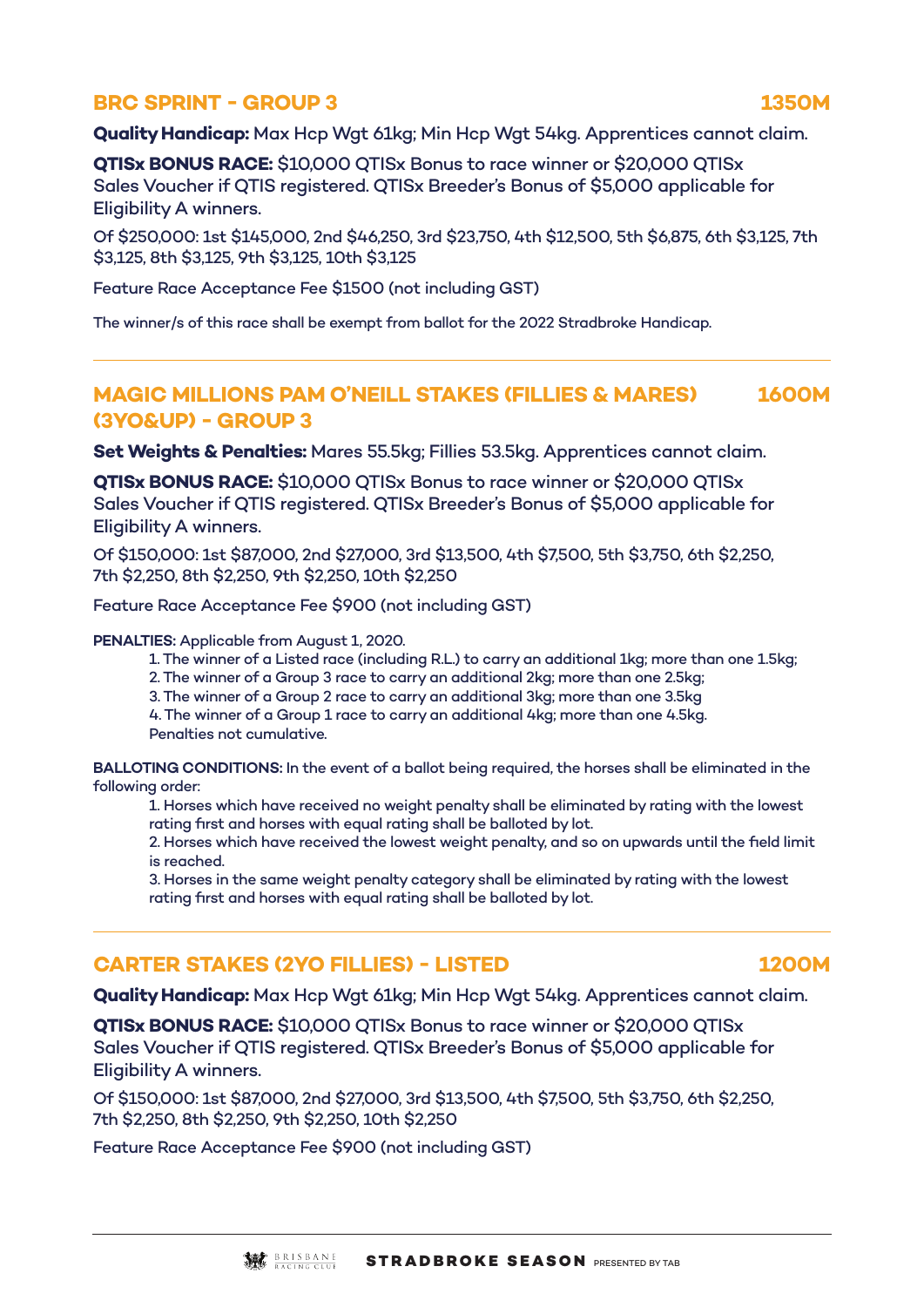## BRC SPRINT - GROUP 3 — 1350M

**Quality Handicap:** Max Hcp Wgt 61kg; Min Hcp Wgt 54kg. Apprentices cannot claim.

**QTISx BONUS RACE:** $10,000 QTISx Bonus to race winner or $20,000 QTISx Sales Voucher if QTIS registered. QTISx Breeder's Bonus of $5,000 applicable for Eligibility A winners.

Of $250,000: 1st $145,000, 2nd $46,250, 3rd $23,750, 4th $12,500, 5th $6,875, 6th $3,125, 7th $3,125, 8th $3,125, 9th $3,125, 10th $3,125

Feature Race Acceptance Fee $1500 (not including GST)

The winner/s of this race shall be exempt from ballot for the 2022 Stradbroke Handicap.

---

## MAGIC MILLIONS PAM O'NEILL STAKES (FILLIES & MARES) (3YO&UP) - GROUP 3 — 1600M

**Set Weights & Penalties:** Mares 55.5kg; Fillies 53.5kg. Apprentices cannot claim.

**QTISx BONUS RACE:** $10,000 QTISx Bonus to race winner or $20,000 QTISx Sales Voucher if QTIS registered. QTISx Breeder's Bonus of $5,000 applicable for Eligibility A winners.

Of $150,000: 1st $87,000, 2nd $27,000, 3rd $13,500, 4th $7,500, 5th $3,750, 6th $2,250, 7th $2,250, 8th $2,250, 9th $2,250, 10th $2,250

Feature Race Acceptance Fee $900 (not including GST)

**PENALTIES:** Applicable from August 1, 2020.

1. The winner of a Listed race (including R.L.) to carry an additional 1kg; more than one 1.5kg;
2. The winner of a Group 3 race to carry an additional 2kg; more than one 2.5kg;
3. The winner of a Group 2 race to carry an additional 3kg; more than one 3.5kg
4. The winner of a Group 1 race to carry an additional 4kg; more than one 4.5kg.

Penalties not cumulative.

**BALLOTING CONDITIONS:** In the event of a ballot being required, the horses shall be eliminated in the following order:

1. Horses which have received no weight penalty shall be eliminated by rating with the lowest rating first and horses with equal rating shall be balloted by lot.
2. Horses which have received the lowest weight penalty, and so on upwards until the field limit is reached.
3. Horses in the same weight penalty category shall be eliminated by rating with the lowest rating first and horses with equal rating shall be balloted by lot.

---

## CARTER STAKES (2YO FILLIES) - LISTED — 1200M

**Quality Handicap:** Max Hcp Wgt 61kg; Min Hcp Wgt 54kg. Apprentices cannot claim.

**QTISx BONUS RACE:** $10,000 QTISx Bonus to race winner or $20,000 QTISx Sales Voucher if QTIS registered. QTISx Breeder's Bonus of $5,000 applicable for Eligibility A winners.

Of $150,000: 1st $87,000, 2nd $27,000, 3rd $13,500, 4th $7,500, 5th $3,750, 6th $2,250, 7th $2,250, 8th $2,250, 9th $2,250, 10th $2,250

Feature Race Acceptance Fee $900 (not including GST)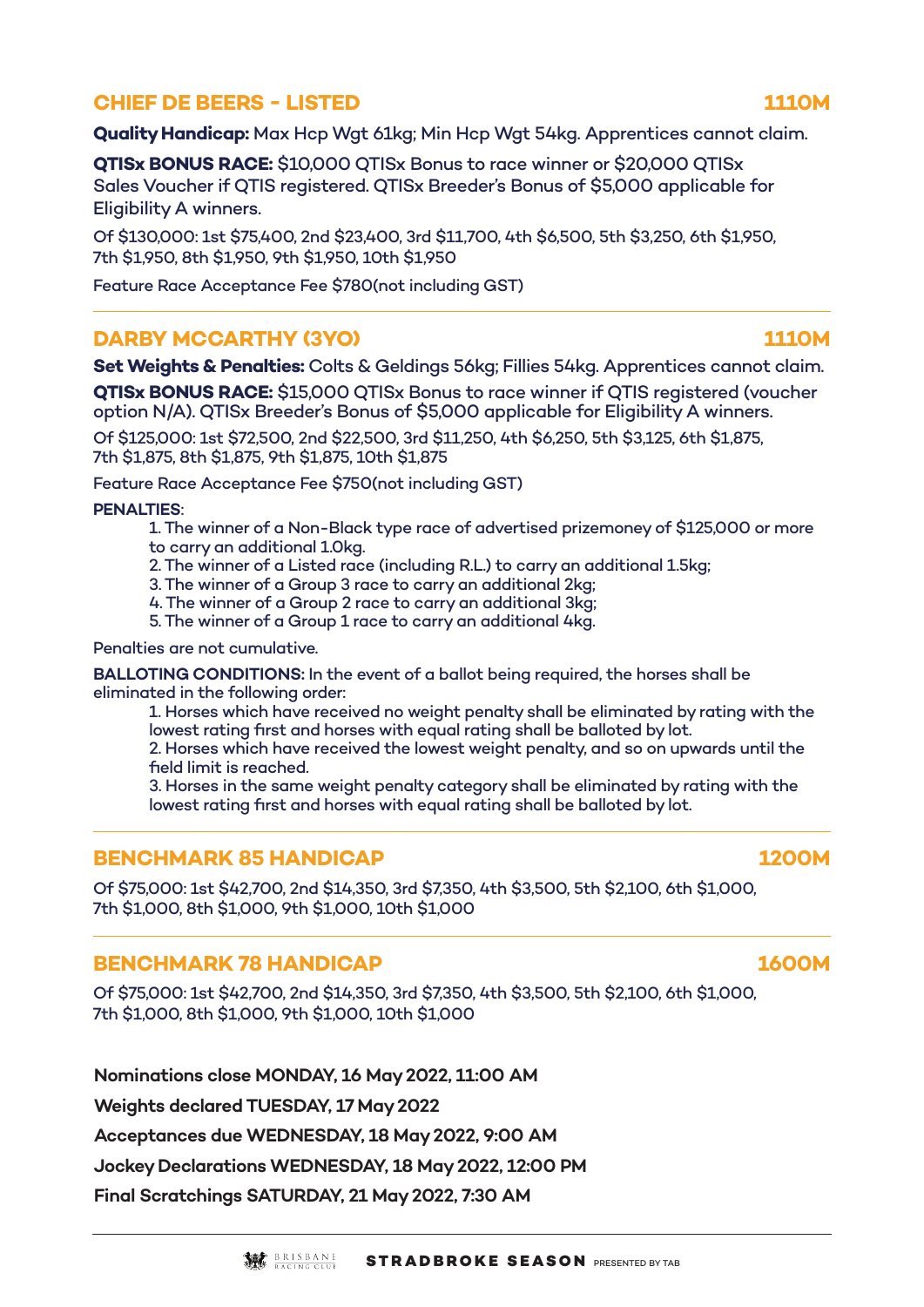## CHIEF DE BEERS - LISTED 1110M

**Quality Handicap:** Max Hcp Wgt 61kg; Min Hcp Wgt 54kg. Apprentices cannot claim.

**QTISx BONUS RACE:** $10,000 QTISx Bonus to race winner or $20,000 QTISx Sales Voucher if QTIS registered. QTISx Breeder's Bonus of $5,000 applicable for Eligibility A winners.

Of $130,000: 1st $75,400, 2nd $23,400, 3rd $11,700, 4th $6,500, 5th $3,250, 6th $1,950, 7th $1,950, 8th $1,950, 9th $1,950, 10th $1,950

Feature Race Acceptance Fee $780(not including GST)

---

## DARBY MCCARTHY (3YO) 1110M

**Set Weights & Penalties:** Colts & Geldings 56kg; Fillies 54kg. Apprentices cannot claim.

**QTISx BONUS RACE:** $15,000 QTISx Bonus to race winner if QTIS registered (voucher option N/A). QTISx Breeder's Bonus of $5,000 applicable for Eligibility A winners.

Of $125,000: 1st $72,500, 2nd $22,500, 3rd $11,250, 4th $6,250, 5th $3,125, 6th $1,875, 7th $1,875, 8th $1,875, 9th $1,875, 10th $1,875

Feature Race Acceptance Fee $750(not including GST)

**PENALTIES**:

1. The winner of a Non-Black type race of advertised prizemoney of $125,000 or more to carry an additional 1.0kg.
2. The winner of a Listed race (including R.L.) to carry an additional 1.5kg;
3. The winner of a Group 3 race to carry an additional 2kg;
4. The winner of a Group 2 race to carry an additional 3kg;
5. The winner of a Group 1 race to carry an additional 4kg.

Penalties are not cumulative.

**BALLOTING CONDITIONS:** In the event of a ballot being required, the horses shall be eliminated in the following order:

1. Horses which have received no weight penalty shall be eliminated by rating with the lowest rating first and horses with equal rating shall be balloted by lot.
2. Horses which have received the lowest weight penalty, and so on upwards until the field limit is reached.
3. Horses in the same weight penalty category shall be eliminated by rating with the lowest rating first and horses with equal rating shall be balloted by lot.

---

## BENCHMARK 85 HANDICAP 1200M

Of $75,000: 1st $42,700, 2nd $14,350, 3rd $7,350, 4th $3,500, 5th $2,100, 6th $1,000, 7th $1,000, 8th $1,000, 9th $1,000, 10th $1,000

---

## BENCHMARK 78 HANDICAP 1600M

Of $75,000: 1st $42,700, 2nd $14,350, 3rd $7,350, 4th $3,500, 5th $2,100, 6th $1,000, 7th $1,000, 8th $1,000, 9th $1,000, 10th $1,000

**Nominations close MONDAY, 16 May 2022, 11:00 AM**

**Weights declared TUESDAY, 17 May 2022**

**Acceptances due WEDNESDAY, 18 May 2022, 9:00 AM**

**Jockey Declarations WEDNESDAY, 18 May 2022, 12:00 PM**

**Final Scratchings SATURDAY, 21 May 2022, 7:30 AM**